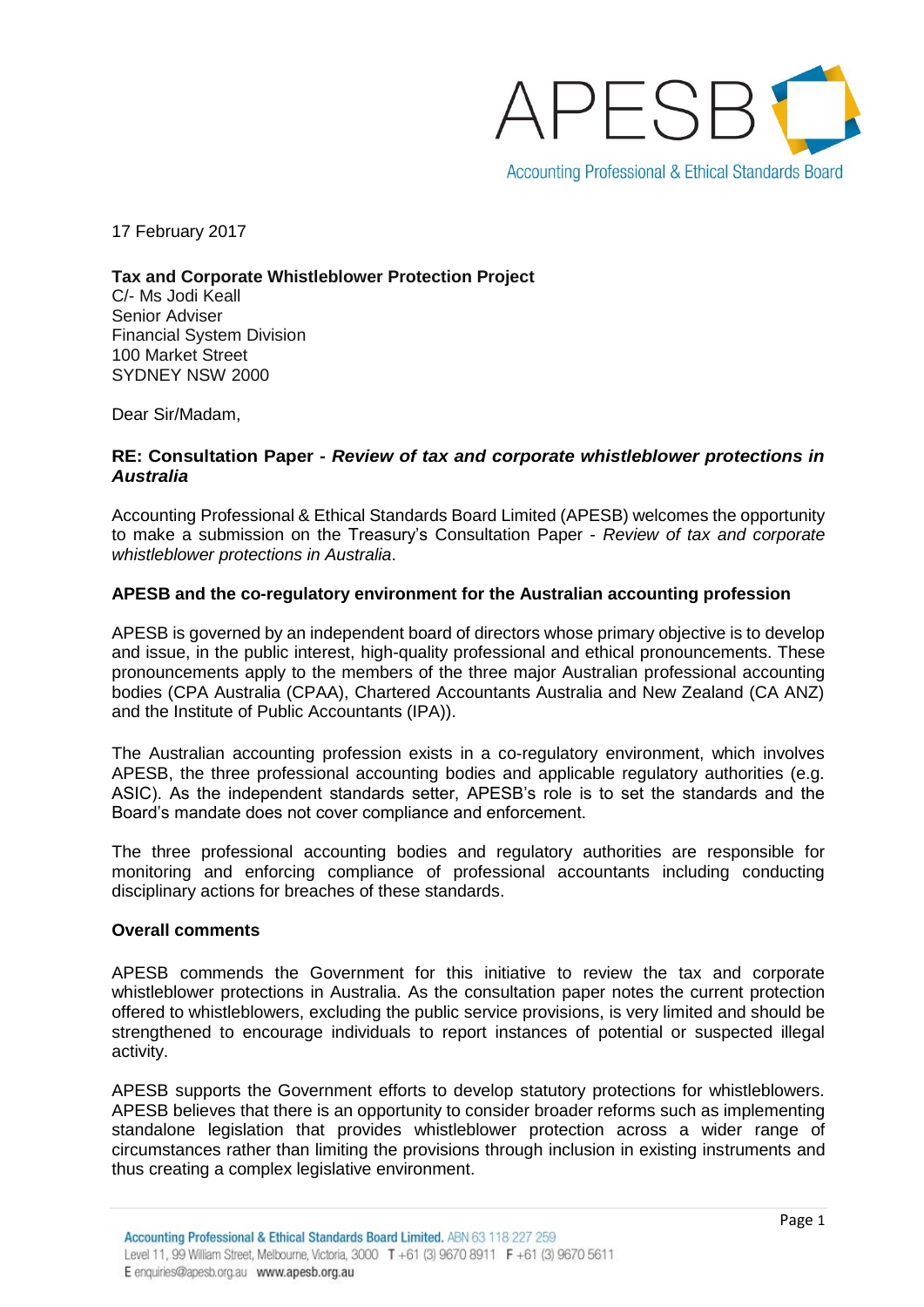17 February 2017

**Tax and Corporate Whistleblower Protection Project**
C/- Ms Jodi Keall
Senior Adviser
Financial System Division
100 Market Street
SYDNEY NSW 2000

Dear Sir/Madam,

**RE: Consultation Paper -** ***Review of tax and corporate whistleblower protections in Australia***

Accounting Professional & Ethical Standards Board Limited (APESB) welcomes the opportunity to make a submission on the Treasury's Consultation Paper - *Review of tax and corporate whistleblower protections in Australia*.

**APESB and the co-regulatory environment for the Australian accounting profession**

APESB is governed by an independent board of directors whose primary objective is to develop and issue, in the public interest, high-quality professional and ethical pronouncements. These pronouncements apply to the members of the three major Australian professional accounting bodies (CPA Australia (CPAA), Chartered Accountants Australia and New Zealand (CA ANZ) and the Institute of Public Accountants (IPA)).

The Australian accounting profession exists in a co-regulatory environment, which involves APESB, the three professional accounting bodies and applicable regulatory authorities (e.g. ASIC). As the independent standards setter, APESB's role is to set the standards and the Board's mandate does not cover compliance and enforcement.

The three professional accounting bodies and regulatory authorities are responsible for monitoring and enforcing compliance of professional accountants including conducting disciplinary actions for breaches of these standards.

**Overall comments**

APESB commends the Government for this initiative to review the tax and corporate whistleblower protections in Australia. As the consultation paper notes the current protection offered to whistleblowers, excluding the public service provisions, is very limited and should be strengthened to encourage individuals to report instances of potential or suspected illegal activity.

APESB supports the Government efforts to develop statutory protections for whistleblowers. APESB believes that there is an opportunity to consider broader reforms such as implementing standalone legislation that provides whistleblower protection across a wider range of circumstances rather than limiting the provisions through inclusion in existing instruments and thus creating a complex legislative environment.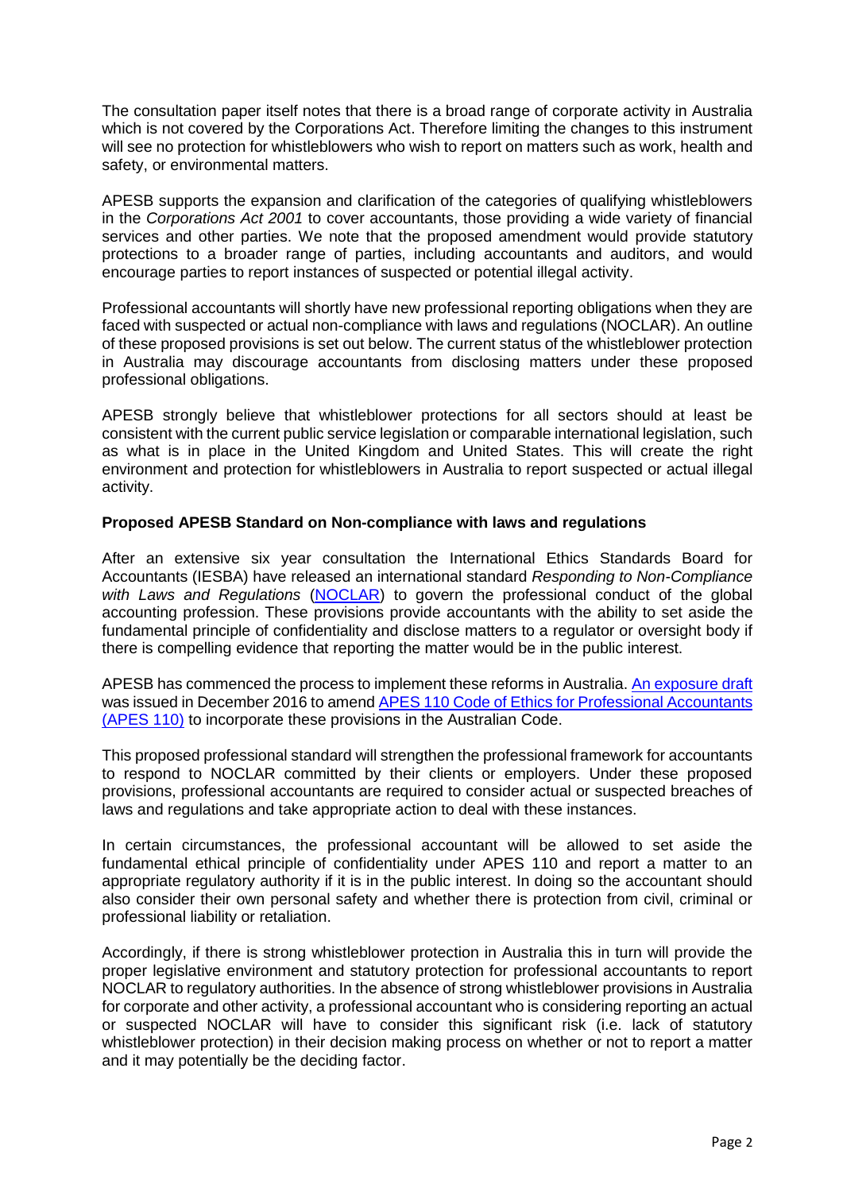The consultation paper itself notes that there is a broad range of corporate activity in Australia which is not covered by the Corporations Act. Therefore limiting the changes to this instrument will see no protection for whistleblowers who wish to report on matters such as work, health and safety, or environmental matters.

APESB supports the expansion and clarification of the categories of qualifying whistleblowers in the *Corporations Act 2001* to cover accountants, those providing a wide variety of financial services and other parties. We note that the proposed amendment would provide statutory protections to a broader range of parties, including accountants and auditors, and would encourage parties to report instances of suspected or potential illegal activity.

Professional accountants will shortly have new professional reporting obligations when they are faced with suspected or actual non-compliance with laws and regulations (NOCLAR). An outline of these proposed provisions is set out below. The current status of the whistleblower protection in Australia may discourage accountants from disclosing matters under these proposed professional obligations.

APESB strongly believe that whistleblower protections for all sectors should at least be consistent with the current public service legislation or comparable international legislation, such as what is in place in the United Kingdom and United States. This will create the right environment and protection for whistleblowers in Australia to report suspected or actual illegal activity.

**Proposed APESB Standard on Non-compliance with laws and regulations**

After an extensive six year consultation the International Ethics Standards Board for Accountants (IESBA) have released an international standard *Responding to Non-Compliance with Laws and Regulations* (NOCLAR) to govern the professional conduct of the global accounting profession. These provisions provide accountants with the ability to set aside the fundamental principle of confidentiality and disclose matters to a regulator or oversight body if there is compelling evidence that reporting the matter would be in the public interest.

APESB has commenced the process to implement these reforms in Australia. An exposure draft was issued in December 2016 to amend APES 110 Code of Ethics for Professional Accountants (APES 110) to incorporate these provisions in the Australian Code.

This proposed professional standard will strengthen the professional framework for accountants to respond to NOCLAR committed by their clients or employers. Under these proposed provisions, professional accountants are required to consider actual or suspected breaches of laws and regulations and take appropriate action to deal with these instances.

In certain circumstances, the professional accountant will be allowed to set aside the fundamental ethical principle of confidentiality under APES 110 and report a matter to an appropriate regulatory authority if it is in the public interest. In doing so the accountant should also consider their own personal safety and whether there is protection from civil, criminal or professional liability or retaliation.

Accordingly, if there is strong whistleblower protection in Australia this in turn will provide the proper legislative environment and statutory protection for professional accountants to report NOCLAR to regulatory authorities. In the absence of strong whistleblower provisions in Australia for corporate and other activity, a professional accountant who is considering reporting an actual or suspected NOCLAR will have to consider this significant risk (i.e. lack of statutory whistleblower protection) in their decision making process on whether or not to report a matter and it may potentially be the deciding factor.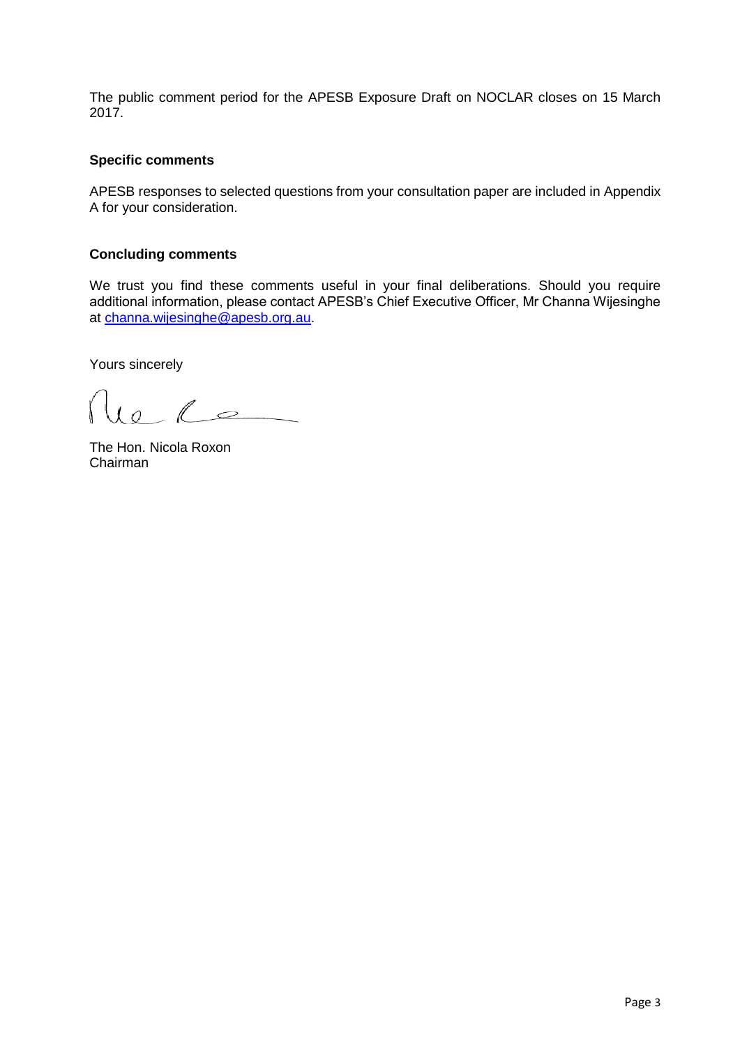The public comment period for the APESB Exposure Draft on NOCLAR closes on 15 March 2017.

**Specific comments**

APESB responses to selected questions from your consultation paper are included in Appendix A for your consideration.

**Concluding comments**

We trust you find these comments useful in your final deliberations. Should you require additional information, please contact APESB's Chief Executive Officer, Mr Channa Wijesinghe at channa.wijesinghe@apesb.org.au.

Yours sincerely

The Hon. Nicola Roxon
Chairman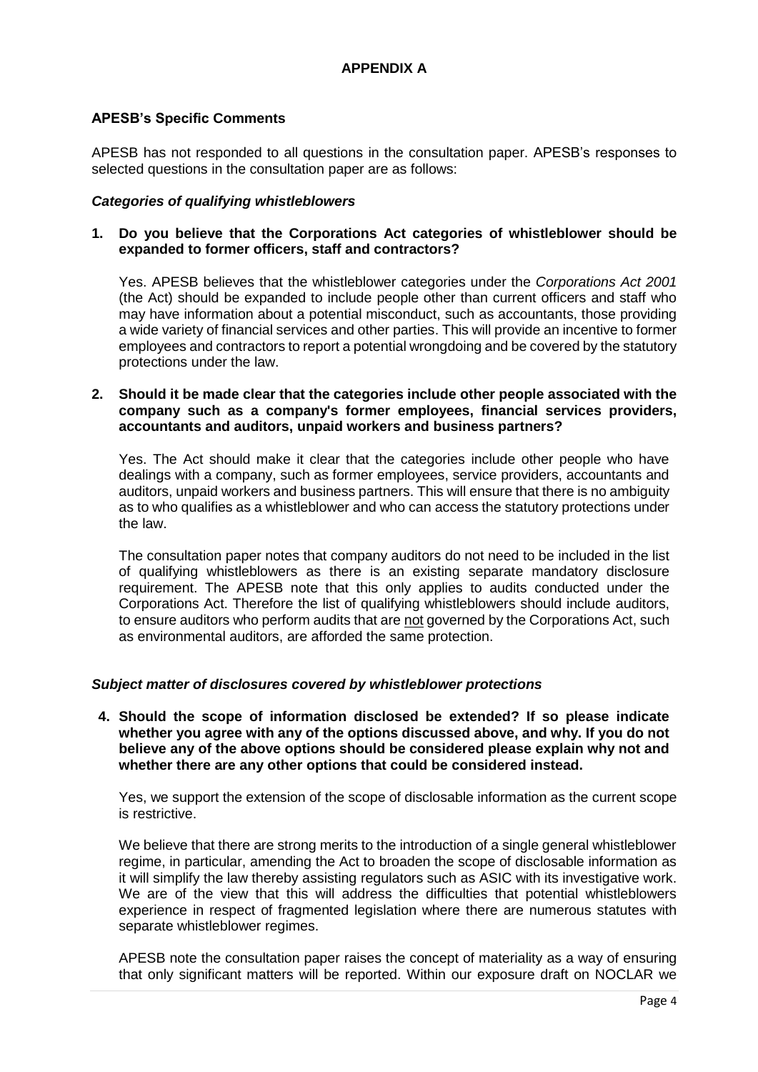## APPENDIX A

### APESB's Specific Comments

APESB has not responded to all questions in the consultation paper. APESB's responses to selected questions in the consultation paper are as follows:

#### *Categories of qualifying whistleblowers*

**1. Do you believe that the Corporations Act categories of whistleblower should be expanded to former officers, staff and contractors?**

Yes. APESB believes that the whistleblower categories under the *Corporations Act 2001* (the Act) should be expanded to include people other than current officers and staff who may have information about a potential misconduct, such as accountants, those providing a wide variety of financial services and other parties. This will provide an incentive to former employees and contractors to report a potential wrongdoing and be covered by the statutory protections under the law.

**2. Should it be made clear that the categories include other people associated with the company such as a company's former employees, financial services providers, accountants and auditors, unpaid workers and business partners?**

Yes. The Act should make it clear that the categories include other people who have dealings with a company, such as former employees, service providers, accountants and auditors, unpaid workers and business partners. This will ensure that there is no ambiguity as to who qualifies as a whistleblower and who can access the statutory protections under the law.

The consultation paper notes that company auditors do not need to be included in the list of qualifying whistleblowers as there is an existing separate mandatory disclosure requirement. The APESB note that this only applies to audits conducted under the Corporations Act. Therefore the list of qualifying whistleblowers should include auditors, to ensure auditors who perform audits that are not governed by the Corporations Act, such as environmental auditors, are afforded the same protection.

#### *Subject matter of disclosures covered by whistleblower protections*

**4. Should the scope of information disclosed be extended? If so please indicate whether you agree with any of the options discussed above, and why. If you do not believe any of the above options should be considered please explain why not and whether there are any other options that could be considered instead.**

Yes, we support the extension of the scope of disclosable information as the current scope is restrictive.

We believe that there are strong merits to the introduction of a single general whistleblower regime, in particular, amending the Act to broaden the scope of disclosable information as it will simplify the law thereby assisting regulators such as ASIC with its investigative work. We are of the view that this will address the difficulties that potential whistleblowers experience in respect of fragmented legislation where there are numerous statutes with separate whistleblower regimes.

APESB note the consultation paper raises the concept of materiality as a way of ensuring that only significant matters will be reported. Within our exposure draft on NOCLAR we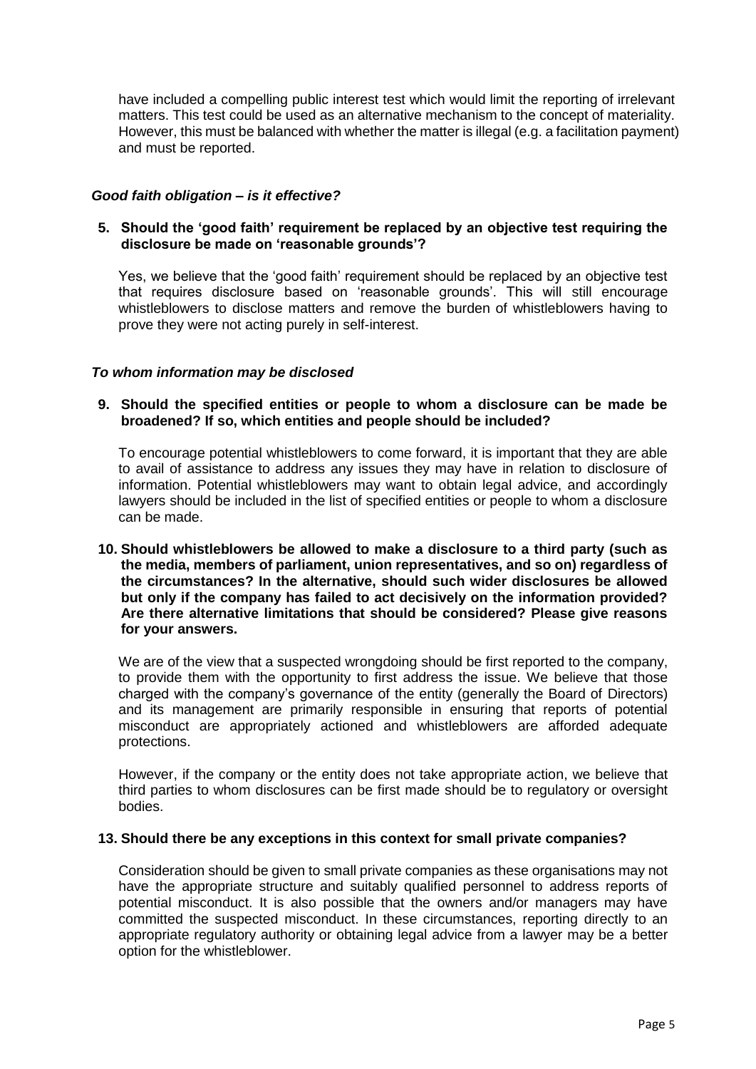have included a compelling public interest test which would limit the reporting of irrelevant matters. This test could be used as an alternative mechanism to the concept of materiality. However, this must be balanced with whether the matter is illegal (e.g. a facilitation payment) and must be reported.

### *Good faith obligation – is it effective?*

**5. Should the 'good faith' requirement be replaced by an objective test requiring the disclosure be made on 'reasonable grounds'?**

Yes, we believe that the 'good faith' requirement should be replaced by an objective test that requires disclosure based on 'reasonable grounds'. This will still encourage whistleblowers to disclose matters and remove the burden of whistleblowers having to prove they were not acting purely in self-interest.

### *To whom information may be disclosed*

**9. Should the specified entities or people to whom a disclosure can be made be broadened? If so, which entities and people should be included?**

To encourage potential whistleblowers to come forward, it is important that they are able to avail of assistance to address any issues they may have in relation to disclosure of information. Potential whistleblowers may want to obtain legal advice, and accordingly lawyers should be included in the list of specified entities or people to whom a disclosure can be made.

**10. Should whistleblowers be allowed to make a disclosure to a third party (such as the media, members of parliament, union representatives, and so on) regardless of the circumstances? In the alternative, should such wider disclosures be allowed but only if the company has failed to act decisively on the information provided? Are there alternative limitations that should be considered? Please give reasons for your answers.**

We are of the view that a suspected wrongdoing should be first reported to the company, to provide them with the opportunity to first address the issue. We believe that those charged with the company's governance of the entity (generally the Board of Directors) and its management are primarily responsible in ensuring that reports of potential misconduct are appropriately actioned and whistleblowers are afforded adequate protections.

However, if the company or the entity does not take appropriate action, we believe that third parties to whom disclosures can be first made should be to regulatory or oversight bodies.

**13. Should there be any exceptions in this context for small private companies?**

Consideration should be given to small private companies as these organisations may not have the appropriate structure and suitably qualified personnel to address reports of potential misconduct. It is also possible that the owners and/or managers may have committed the suspected misconduct. In these circumstances, reporting directly to an appropriate regulatory authority or obtaining legal advice from a lawyer may be a better option for the whistleblower.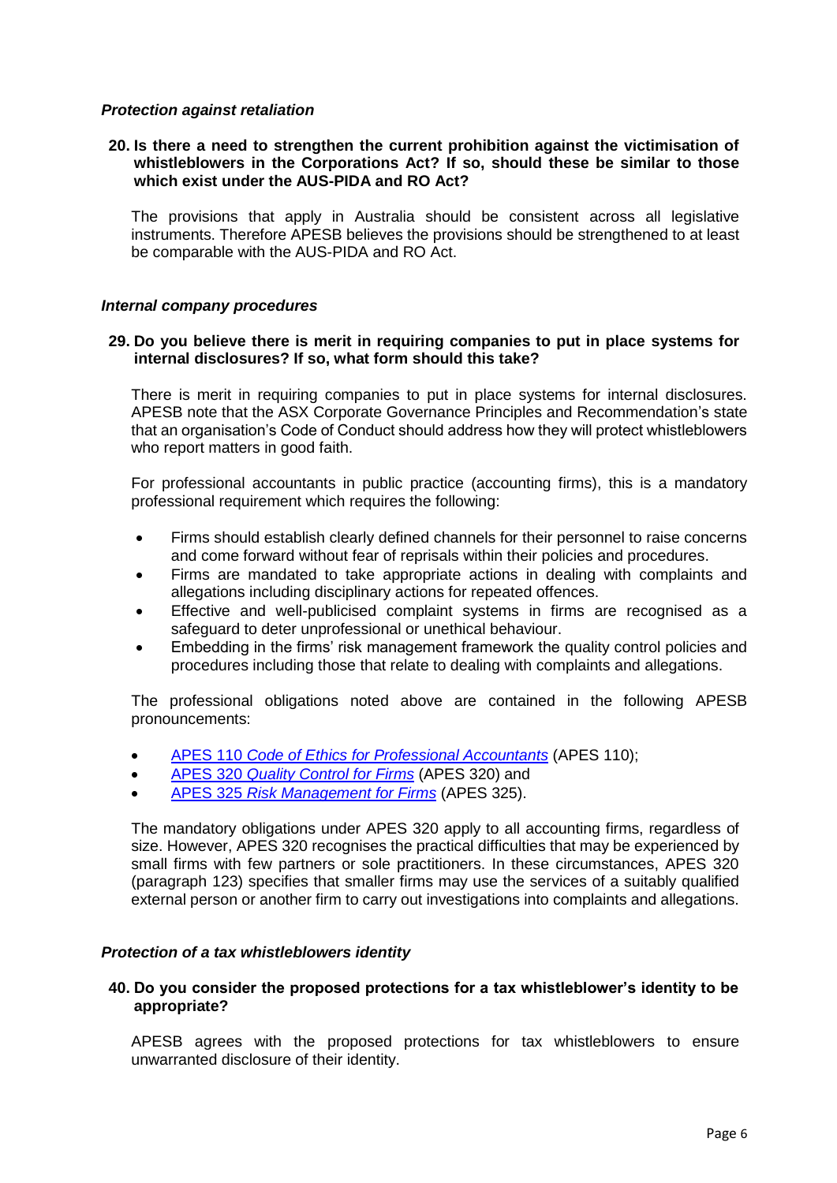### *Protection against retaliation*

**20. Is there a need to strengthen the current prohibition against the victimisation of whistleblowers in the Corporations Act? If so, should these be similar to those which exist under the AUS-PIDA and RO Act?**

The provisions that apply in Australia should be consistent across all legislative instruments. Therefore APESB believes the provisions should be strengthened to at least be comparable with the AUS-PIDA and RO Act.

### *Internal company procedures*

**29. Do you believe there is merit in requiring companies to put in place systems for internal disclosures? If so, what form should this take?**

There is merit in requiring companies to put in place systems for internal disclosures. APESB note that the ASX Corporate Governance Principles and Recommendation's state that an organisation's Code of Conduct should address how they will protect whistleblowers who report matters in good faith.

For professional accountants in public practice (accounting firms), this is a mandatory professional requirement which requires the following:

- Firms should establish clearly defined channels for their personnel to raise concerns and come forward without fear of reprisals within their policies and procedures.
- Firms are mandated to take appropriate actions in dealing with complaints and allegations including disciplinary actions for repeated offences.
- Effective and well-publicised complaint systems in firms are recognised as a safeguard to deter unprofessional or unethical behaviour.
- Embedding in the firms' risk management framework the quality control policies and procedures including those that relate to dealing with complaints and allegations.

The professional obligations noted above are contained in the following APESB pronouncements:

- APES 110 *Code of Ethics for Professional Accountants* (APES 110);
- APES 320 *Quality Control for Firms* (APES 320) and
- APES 325 *Risk Management for Firms* (APES 325).

The mandatory obligations under APES 320 apply to all accounting firms, regardless of size. However, APES 320 recognises the practical difficulties that may be experienced by small firms with few partners or sole practitioners. In these circumstances, APES 320 (paragraph 123) specifies that smaller firms may use the services of a suitably qualified external person or another firm to carry out investigations into complaints and allegations.

### *Protection of a tax whistleblowers identity*

**40. Do you consider the proposed protections for a tax whistleblower's identity to be appropriate?**

APESB agrees with the proposed protections for tax whistleblowers to ensure unwarranted disclosure of their identity.